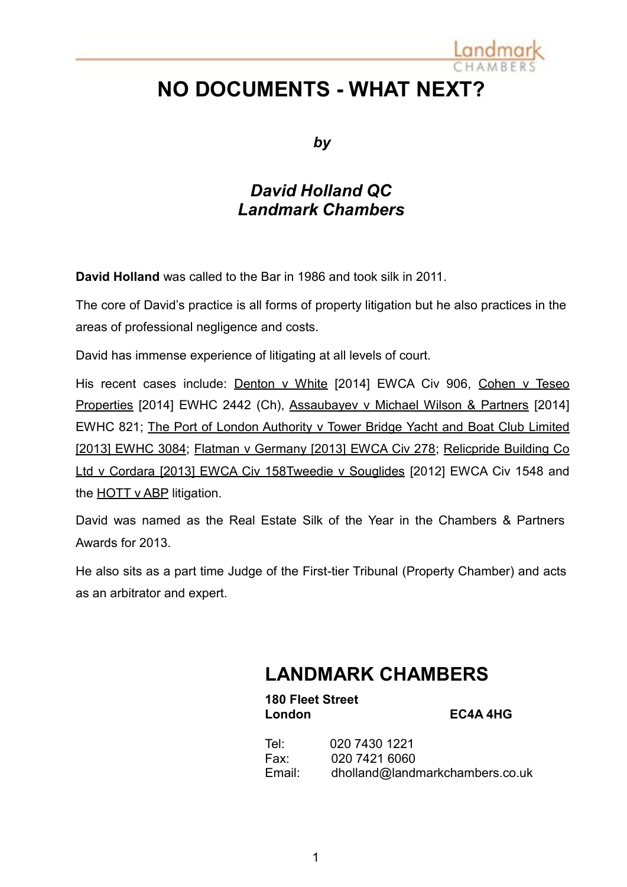# NO DOCUMENTS - WHAT NEXT?

*by*

***David Holland QC***
***Landmark Chambers***

**David Holland** was called to the Bar in 1986 and took silk in 2011.

The core of David's practice is all forms of property litigation but he also practices in the areas of professional negligence and costs.

David has immense experience of litigating at all levels of court.

His recent cases include: Denton v White [2014] EWCA Civ 906, Cohen v Teseo Properties [2014] EWHC 2442 (Ch), Assaubayev v Michael Wilson & Partners [2014] EWHC 821; The Port of London Authority v Tower Bridge Yacht and Boat Club Limited [2013] EWHC 3084; Flatman v Germany [2013] EWCA Civ 278; Relicpride Building Co Ltd v Cordara [2013] EWCA Civ 158Tweedie v Souglides [2012] EWCA Civ 1548 and the HOTT v ABP litigation.

David was named as the Real Estate Silk of the Year in the Chambers & Partners Awards for 2013.

He also sits as a part time Judge of the First-tier Tribunal (Property Chamber) and acts as an arbitrator and expert.

## LANDMARK CHAMBERS

**180 Fleet Street**
**London** **EC4A 4HG**

Tel: 020 7430 1221
Fax: 020 7421 6060
Email: dholland@landmarkchambers.co.uk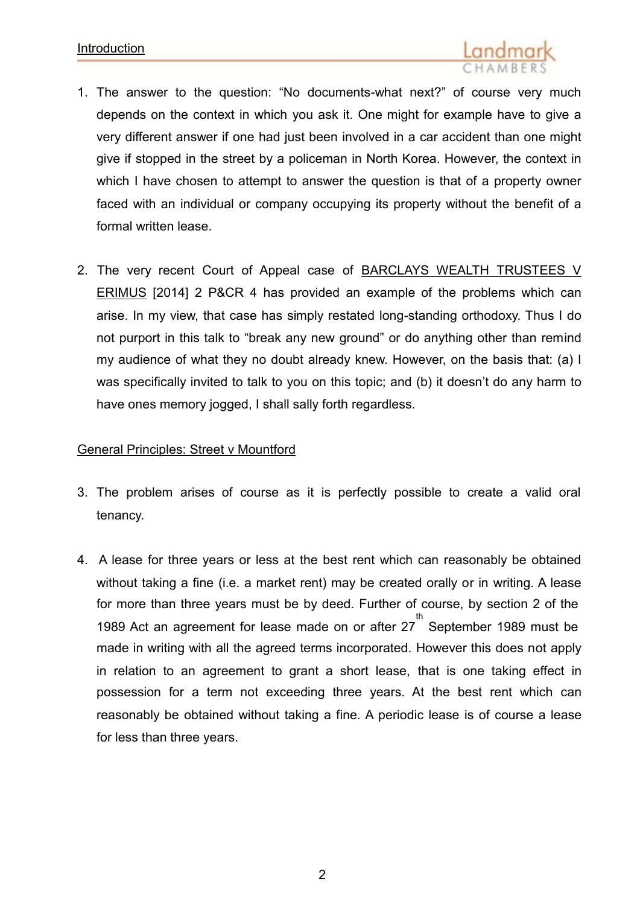## Introduction

1. The answer to the question: "No documents-what next?" of course very much depends on the context in which you ask it. One might for example have to give a very different answer if one had just been involved in a car accident than one might give if stopped in the street by a policeman in North Korea. However, the context in which I have chosen to attempt to answer the question is that of a property owner faced with an individual or company occupying its property without the benefit of a formal written lease.

2. The very recent Court of Appeal case of BARCLAYS WEALTH TRUSTEES V ERIMUS [2014] 2 P&CR 4 has provided an example of the problems which can arise. In my view, that case has simply restated long-standing orthodoxy. Thus I do not purport in this talk to "break any new ground" or do anything other than remind my audience of what they no doubt already knew. However, on the basis that: (a) I was specifically invited to talk to you on this topic; and (b) it doesn't do any harm to have ones memory jogged, I shall sally forth regardless.

## General Principles: Street v Mountford

3. The problem arises of course as it is perfectly possible to create a valid oral tenancy.

4. A lease for three years or less at the best rent which can reasonably be obtained without taking a fine (i.e. a market rent) may be created orally or in writing. A lease for more than three years must be by deed. Further of course, by section 2 of the 1989 Act an agreement for lease made on or after 27th September 1989 must be made in writing with all the agreed terms incorporated. However this does not apply in relation to an agreement to grant a short lease, that is one taking effect in possession for a term not exceeding three years. At the best rent which can reasonably be obtained without taking a fine. A periodic lease is of course a lease for less than three years.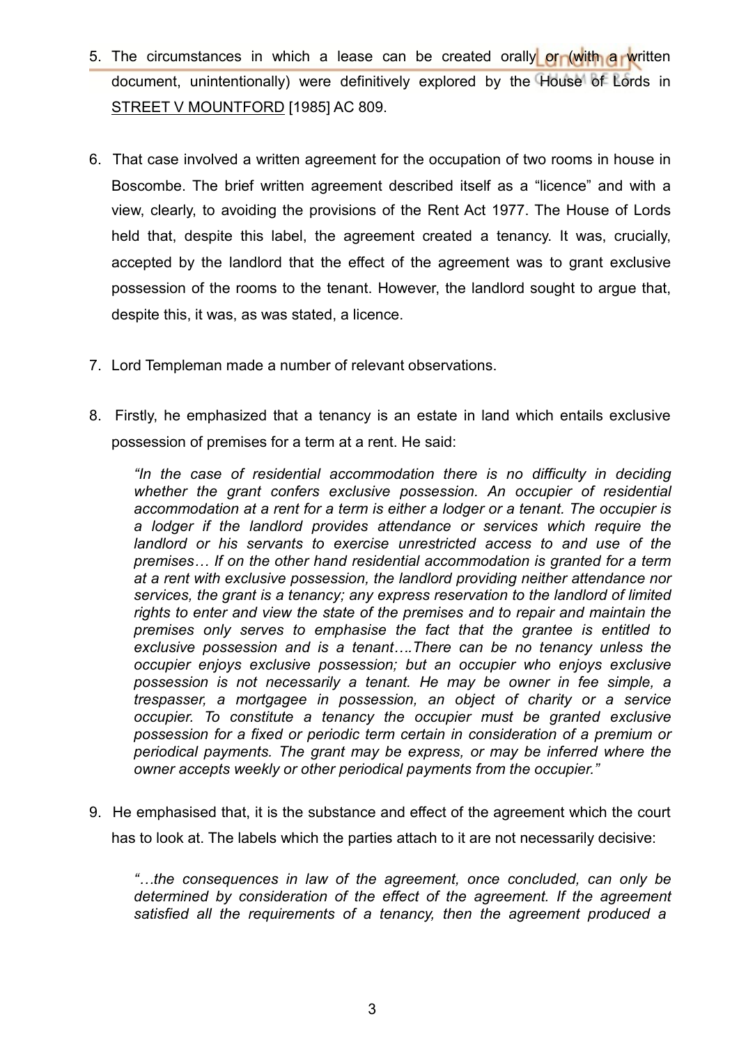5. The circumstances in which a lease can be created orally or (with a written document, unintentionally) were definitively explored by the House of Lords in STREET V MOUNTFORD [1985] AC 809.

6. That case involved a written agreement for the occupation of two rooms in house in Boscombe. The brief written agreement described itself as a "licence" and with a view, clearly, to avoiding the provisions of the Rent Act 1977. The House of Lords held that, despite this label, the agreement created a tenancy. It was, crucially, accepted by the landlord that the effect of the agreement was to grant exclusive possession of the rooms to the tenant. However, the landlord sought to argue that, despite this, it was, as was stated, a licence.

7. Lord Templeman made a number of relevant observations.

8. Firstly, he emphasized that a tenancy is an estate in land which entails exclusive possession of premises for a term at a rent. He said:

> *"In the case of residential accommodation there is no difficulty in deciding whether the grant confers exclusive possession. An occupier of residential accommodation at a rent for a term is either a lodger or a tenant. The occupier is a lodger if the landlord provides attendance or services which require the landlord or his servants to exercise unrestricted access to and use of the premises… If on the other hand residential accommodation is granted for a term at a rent with exclusive possession, the landlord providing neither attendance nor services, the grant is a tenancy; any express reservation to the landlord of limited rights to enter and view the state of the premises and to repair and maintain the premises only serves to emphasise the fact that the grantee is entitled to exclusive possession and is a tenant….There can be no tenancy unless the occupier enjoys exclusive possession; but an occupier who enjoys exclusive possession is not necessarily a tenant. He may be owner in fee simple, a trespasser, a mortgagee in possession, an object of charity or a service occupier. To constitute a tenancy the occupier must be granted exclusive possession for a fixed or periodic term certain in consideration of a premium or periodical payments. The grant may be express, or may be inferred where the owner accepts weekly or other periodical payments from the occupier."*

9. He emphasised that, it is the substance and effect of the agreement which the court has to look at. The labels which the parties attach to it are not necessarily decisive:

> *"…the consequences in law of the agreement, once concluded, can only be determined by consideration of the effect of the agreement. If the agreement satisfied all the requirements of a tenancy, then the agreement produced a*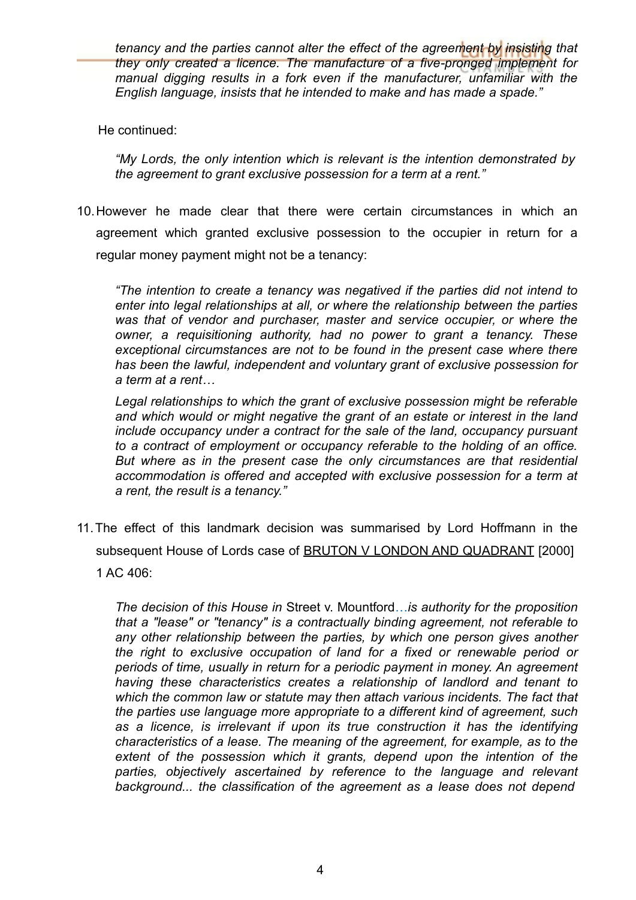*tenancy and the parties cannot alter the effect of the agreement by insisting that they only created a licence. The manufacture of a five-pronged implement for manual digging results in a fork even if the manufacturer, unfamiliar with the English language, insists that he intended to make and has made a spade."*

He continued:

*"My Lords, the only intention which is relevant is the intention demonstrated by the agreement to grant exclusive possession for a term at a rent."*

10. However he made clear that there were certain circumstances in which an agreement which granted exclusive possession to the occupier in return for a regular money payment might not be a tenancy:

*"The intention to create a tenancy was negatived if the parties did not intend to enter into legal relationships at all, or where the relationship between the parties was that of vendor and purchaser, master and service occupier, or where the owner, a requisitioning authority, had no power to grant a tenancy. These exceptional circumstances are not to be found in the present case where there has been the lawful, independent and voluntary grant of exclusive possession for a term at a rent…*

*Legal relationships to which the grant of exclusive possession might be referable and which would or might negative the grant of an estate or interest in the land include occupancy under a contract for the sale of the land, occupancy pursuant to a contract of employment or occupancy referable to the holding of an office. But where as in the present case the only circumstances are that residential accommodation is offered and accepted with exclusive possession for a term at a rent, the result is a tenancy."*

11. The effect of this landmark decision was summarised by Lord Hoffmann in the subsequent House of Lords case of BRUTON V LONDON AND QUADRANT [2000] 1 AC 406:

*The decision of this House in* Street v. Mountford*…is authority for the proposition that a "lease" or "tenancy" is a contractually binding agreement, not referable to any other relationship between the parties, by which one person gives another the right to exclusive occupation of land for a fixed or renewable period or periods of time, usually in return for a periodic payment in money. An agreement having these characteristics creates a relationship of landlord and tenant to which the common law or statute may then attach various incidents. The fact that the parties use language more appropriate to a different kind of agreement, such as a licence, is irrelevant if upon its true construction it has the identifying characteristics of a lease. The meaning of the agreement, for example, as to the extent of the possession which it grants, depend upon the intention of the parties, objectively ascertained by reference to the language and relevant background... the classification of the agreement as a lease does not depend*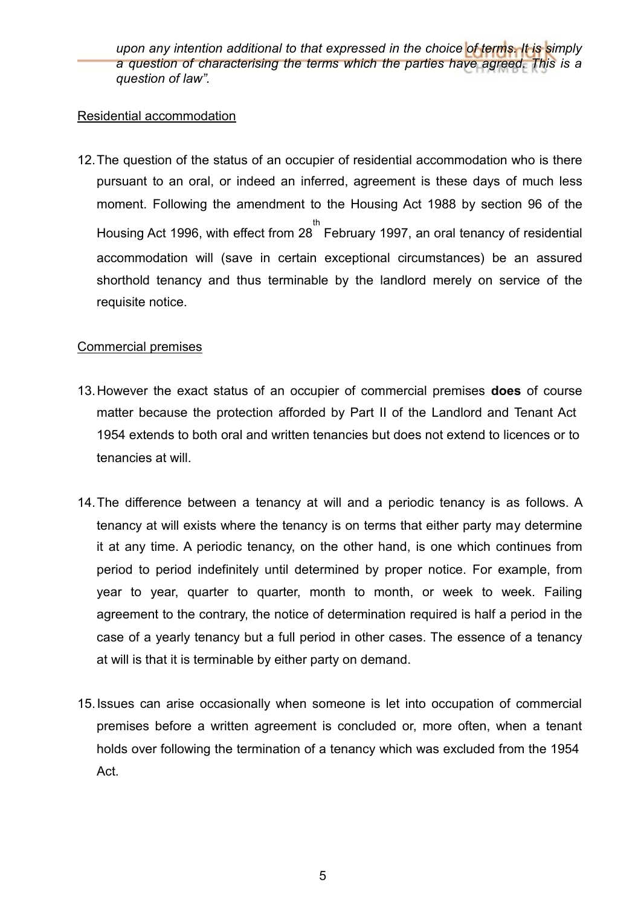*upon any intention additional to that expressed in the choice of terms. It is simply a question of characterising the terms which the parties have agreed. This is a question of law".*

Residential accommodation

12. The question of the status of an occupier of residential accommodation who is there pursuant to an oral, or indeed an inferred, agreement is these days of much less moment. Following the amendment to the Housing Act 1988 by section 96 of the Housing Act 1996, with effect from 28th February 1997, an oral tenancy of residential accommodation will (save in certain exceptional circumstances) be an assured shorthold tenancy and thus terminable by the landlord merely on service of the requisite notice.

Commercial premises

13. However the exact status of an occupier of commercial premises **does** of course matter because the protection afforded by Part II of the Landlord and Tenant Act 1954 extends to both oral and written tenancies but does not extend to licences or to tenancies at will.

14. The difference between a tenancy at will and a periodic tenancy is as follows. A tenancy at will exists where the tenancy is on terms that either party may determine it at any time. A periodic tenancy, on the other hand, is one which continues from period to period indefinitely until determined by proper notice. For example, from year to year, quarter to quarter, month to month, or week to week. Failing agreement to the contrary, the notice of determination required is half a period in the case of a yearly tenancy but a full period in other cases. The essence of a tenancy at will is that it is terminable by either party on demand.

15. Issues can arise occasionally when someone is let into occupation of commercial premises before a written agreement is concluded or, more often, when a tenant holds over following the termination of a tenancy which was excluded from the 1954 Act.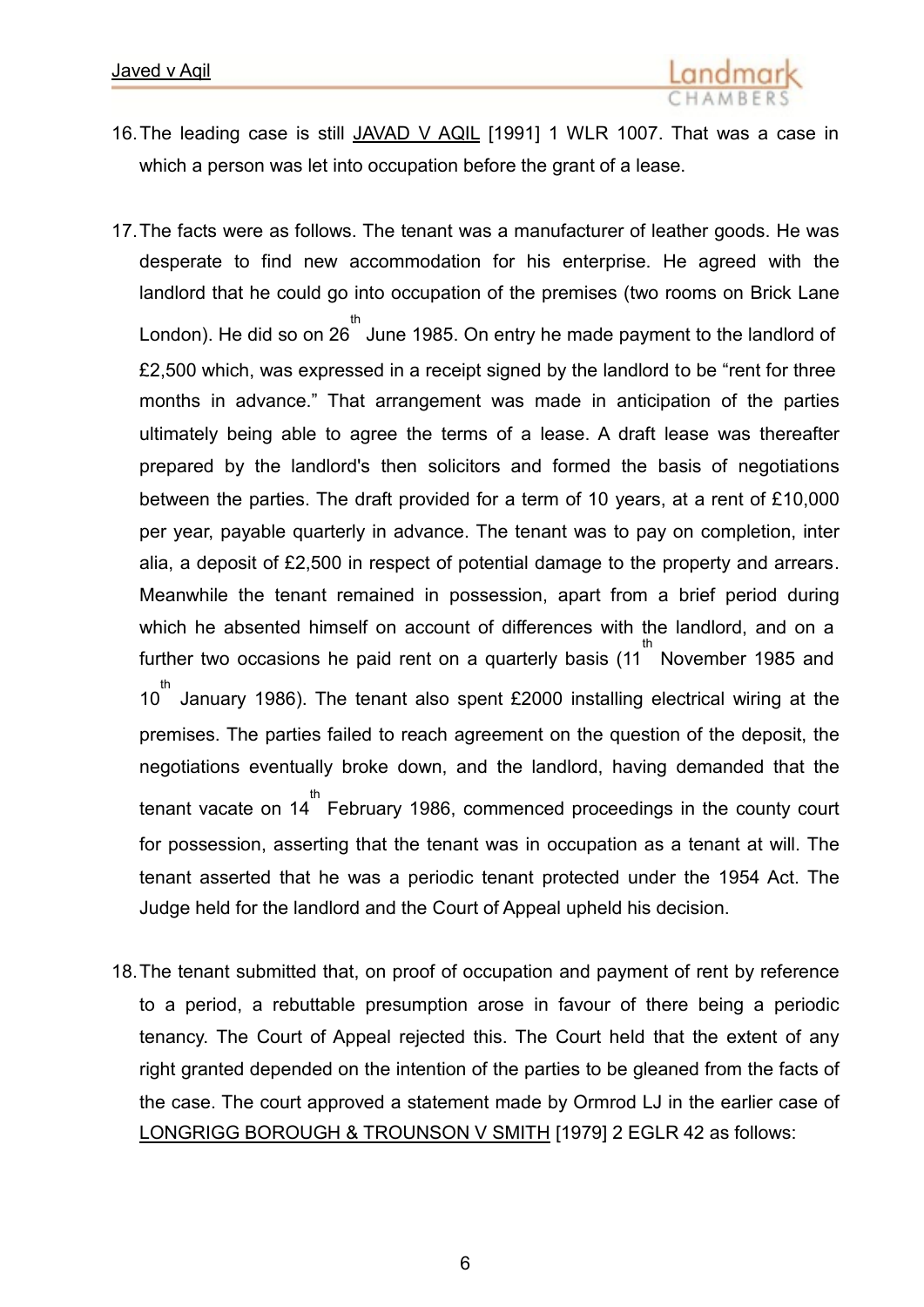16. The leading case is still <u>JAVAD V AQIL</u> [1991] 1 WLR 1007. That was a case in which a person was let into occupation before the grant of a lease.

17. The facts were as follows. The tenant was a manufacturer of leather goods. He was desperate to find new accommodation for his enterprise. He agreed with the landlord that he could go into occupation of the premises (two rooms on Brick Lane London). He did so on 26th June 1985. On entry he made payment to the landlord of £2,500 which, was expressed in a receipt signed by the landlord to be "rent for three months in advance." That arrangement was made in anticipation of the parties ultimately being able to agree the terms of a lease. A draft lease was thereafter prepared by the landlord's then solicitors and formed the basis of negotiations between the parties. The draft provided for a term of 10 years, at a rent of £10,000 per year, payable quarterly in advance. The tenant was to pay on completion, inter alia, a deposit of £2,500 in respect of potential damage to the property and arrears. Meanwhile the tenant remained in possession, apart from a brief period during which he absented himself on account of differences with the landlord, and on a further two occasions he paid rent on a quarterly basis (11th November 1985 and 10th January 1986). The tenant also spent £2000 installing electrical wiring at the premises. The parties failed to reach agreement on the question of the deposit, the negotiations eventually broke down, and the landlord, having demanded that the tenant vacate on 14th February 1986, commenced proceedings in the county court for possession, asserting that the tenant was in occupation as a tenant at will. The tenant asserted that he was a periodic tenant protected under the 1954 Act. The Judge held for the landlord and the Court of Appeal upheld his decision.

18. The tenant submitted that, on proof of occupation and payment of rent by reference to a period, a rebuttable presumption arose in favour of there being a periodic tenancy. The Court of Appeal rejected this. The Court held that the extent of any right granted depended on the intention of the parties to be gleaned from the facts of the case. The court approved a statement made by Ormrod LJ in the earlier case of <u>LONGRIGG BOROUGH & TROUNSON V SMITH</u> [1979] 2 EGLR 42 as follows: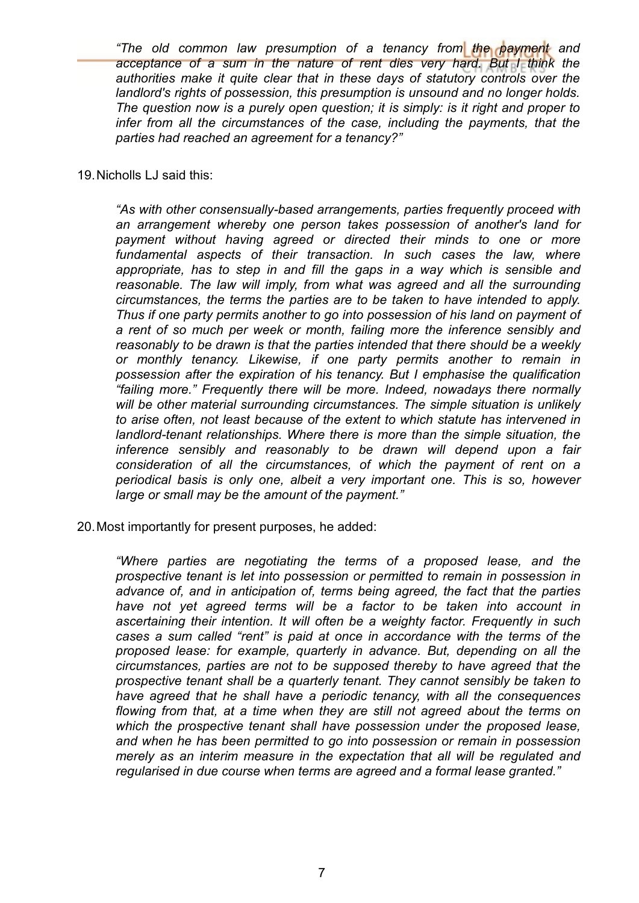*"The old common law presumption of a tenancy from the payment and acceptance of a sum in the nature of rent dies very hard. But I think the authorities make it quite clear that in these days of statutory controls over the landlord's rights of possession, this presumption is unsound and no longer holds. The question now is a purely open question; it is simply: is it right and proper to infer from all the circumstances of the case, including the payments, that the parties had reached an agreement for a tenancy?"*

19. Nicholls LJ said this:

> *"As with other consensually-based arrangements, parties frequently proceed with an arrangement whereby one person takes possession of another's land for payment without having agreed or directed their minds to one or more fundamental aspects of their transaction. In such cases the law, where appropriate, has to step in and fill the gaps in a way which is sensible and reasonable. The law will imply, from what was agreed and all the surrounding circumstances, the terms the parties are to be taken to have intended to apply. Thus if one party permits another to go into possession of his land on payment of a rent of so much per week or month, failing more the inference sensibly and reasonably to be drawn is that the parties intended that there should be a weekly or monthly tenancy. Likewise, if one party permits another to remain in possession after the expiration of his tenancy. But I emphasise the qualification "failing more." Frequently there will be more. Indeed, nowadays there normally will be other material surrounding circumstances. The simple situation is unlikely to arise often, not least because of the extent to which statute has intervened in landlord-tenant relationships. Where there is more than the simple situation, the inference sensibly and reasonably to be drawn will depend upon a fair consideration of all the circumstances, of which the payment of rent on a periodical basis is only one, albeit a very important one. This is so, however large or small may be the amount of the payment."*

20. Most importantly for present purposes, he added:

> *"Where parties are negotiating the terms of a proposed lease, and the prospective tenant is let into possession or permitted to remain in possession in advance of, and in anticipation of, terms being agreed, the fact that the parties have not yet agreed terms will be a factor to be taken into account in ascertaining their intention. It will often be a weighty factor. Frequently in such cases a sum called "rent" is paid at once in accordance with the terms of the proposed lease: for example, quarterly in advance. But, depending on all the circumstances, parties are not to be supposed thereby to have agreed that the prospective tenant shall be a quarterly tenant. They cannot sensibly be taken to have agreed that he shall have a periodic tenancy, with all the consequences flowing from that, at a time when they are still not agreed about the terms on which the prospective tenant shall have possession under the proposed lease, and when he has been permitted to go into possession or remain in possession merely as an interim measure in the expectation that all will be regulated and regularised in due course when terms are agreed and a formal lease granted."*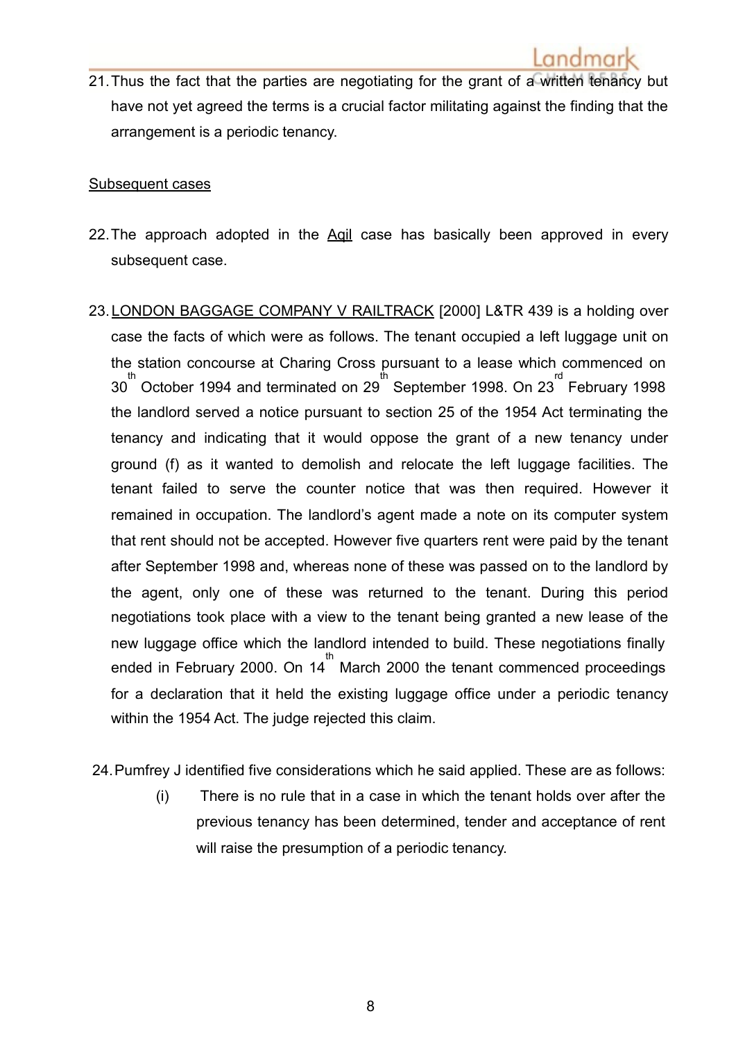21. Thus the fact that the parties are negotiating for the grant of a written tenancy but have not yet agreed the terms is a crucial factor militating against the finding that the arrangement is a periodic tenancy.

<u>Subsequent cases</u>

22. The approach adopted in the <u>Aqil</u> case has basically been approved in every subsequent case.

23. <u>LONDON BAGGAGE COMPANY V RAILTRACK</u> [2000] L&TR 439 is a holding over case the facts of which were as follows. The tenant occupied a left luggage unit on the station concourse at Charing Cross pursuant to a lease which commenced on 30th October 1994 and terminated on 29th September 1998. On 23rd February 1998 the landlord served a notice pursuant to section 25 of the 1954 Act terminating the tenancy and indicating that it would oppose the grant of a new tenancy under ground (f) as it wanted to demolish and relocate the left luggage facilities. The tenant failed to serve the counter notice that was then required. However it remained in occupation. The landlord's agent made a note on its computer system that rent should not be accepted. However five quarters rent were paid by the tenant after September 1998 and, whereas none of these was passed on to the landlord by the agent, only one of these was returned to the tenant. During this period negotiations took place with a view to the tenant being granted a new lease of the new luggage office which the landlord intended to build. These negotiations finally ended in February 2000. On 14th March 2000 the tenant commenced proceedings for a declaration that it held the existing luggage office under a periodic tenancy within the 1954 Act. The judge rejected this claim.

24. Pumfrey J identified five considerations which he said applied. These are as follows:

    (i) There is no rule that in a case in which the tenant holds over after the previous tenancy has been determined, tender and acceptance of rent will raise the presumption of a periodic tenancy.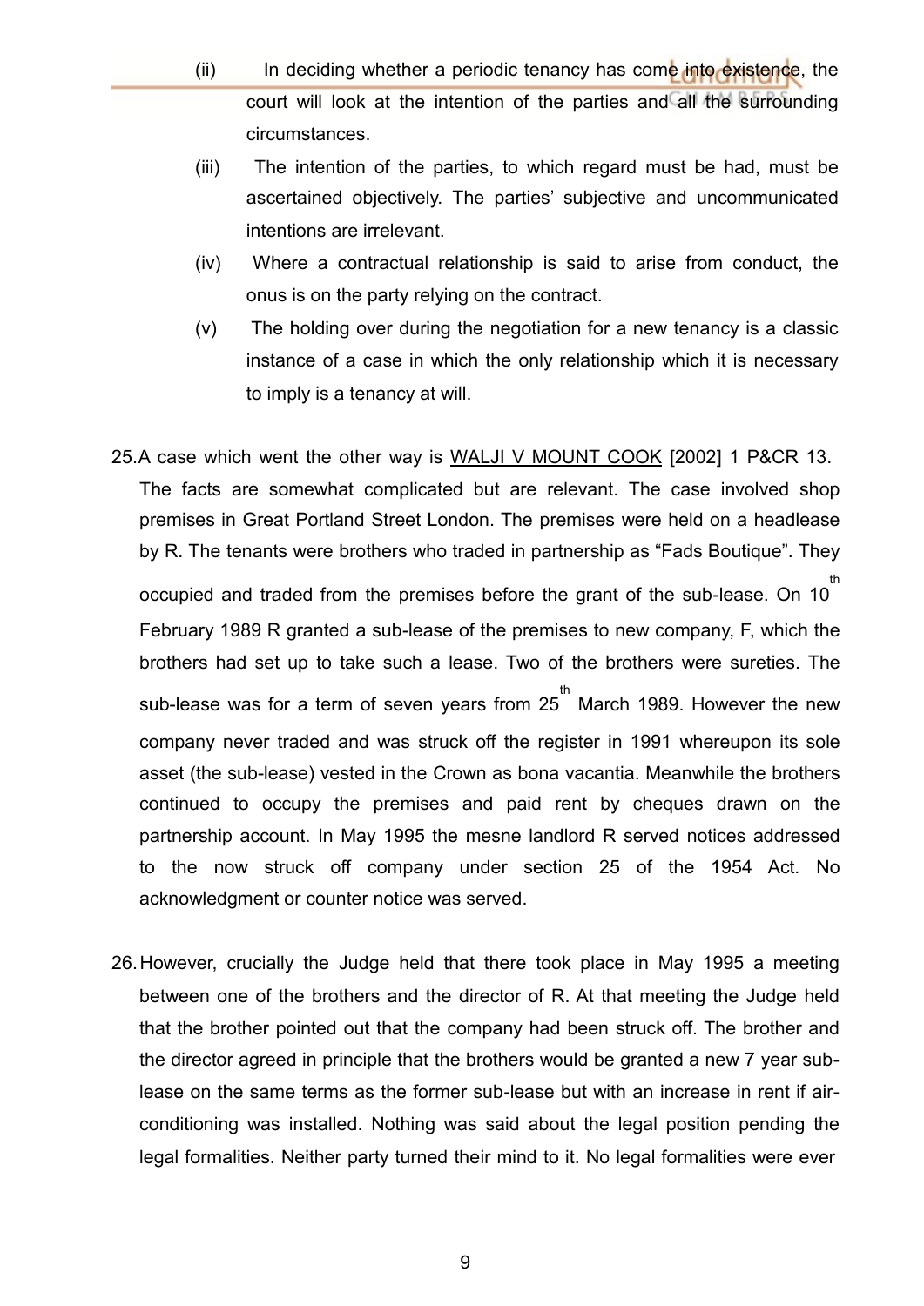(ii) In deciding whether a periodic tenancy has come into existence, the court will look at the intention of the parties and all the surrounding circumstances.

(iii) The intention of the parties, to which regard must be had, must be ascertained objectively. The parties' subjective and uncommunicated intentions are irrelevant.

(iv) Where a contractual relationship is said to arise from conduct, the onus is on the party relying on the contract.

(v) The holding over during the negotiation for a new tenancy is a classic instance of a case in which the only relationship which it is necessary to imply is a tenancy at will.

25. A case which went the other way is WALJI V MOUNT COOK [2002] 1 P&CR 13. The facts are somewhat complicated but are relevant. The case involved shop premises in Great Portland Street London. The premises were held on a headlease by R. The tenants were brothers who traded in partnership as "Fads Boutique". They occupied and traded from the premises before the grant of the sub-lease. On 10th February 1989 R granted a sub-lease of the premises to new company, F, which the brothers had set up to take such a lease. Two of the brothers were sureties. The sub-lease was for a term of seven years from 25th March 1989. However the new company never traded and was struck off the register in 1991 whereupon its sole asset (the sub-lease) vested in the Crown as bona vacantia. Meanwhile the brothers continued to occupy the premises and paid rent by cheques drawn on the partnership account. In May 1995 the mesne landlord R served notices addressed to the now struck off company under section 25 of the 1954 Act. No acknowledgment or counter notice was served.

26. However, crucially the Judge held that there took place in May 1995 a meeting between one of the brothers and the director of R. At that meeting the Judge held that the brother pointed out that the company had been struck off. The brother and the director agreed in principle that the brothers would be granted a new 7 year sub-lease on the same terms as the former sub-lease but with an increase in rent if air-conditioning was installed. Nothing was said about the legal position pending the legal formalities. Neither party turned their mind to it. No legal formalities were ever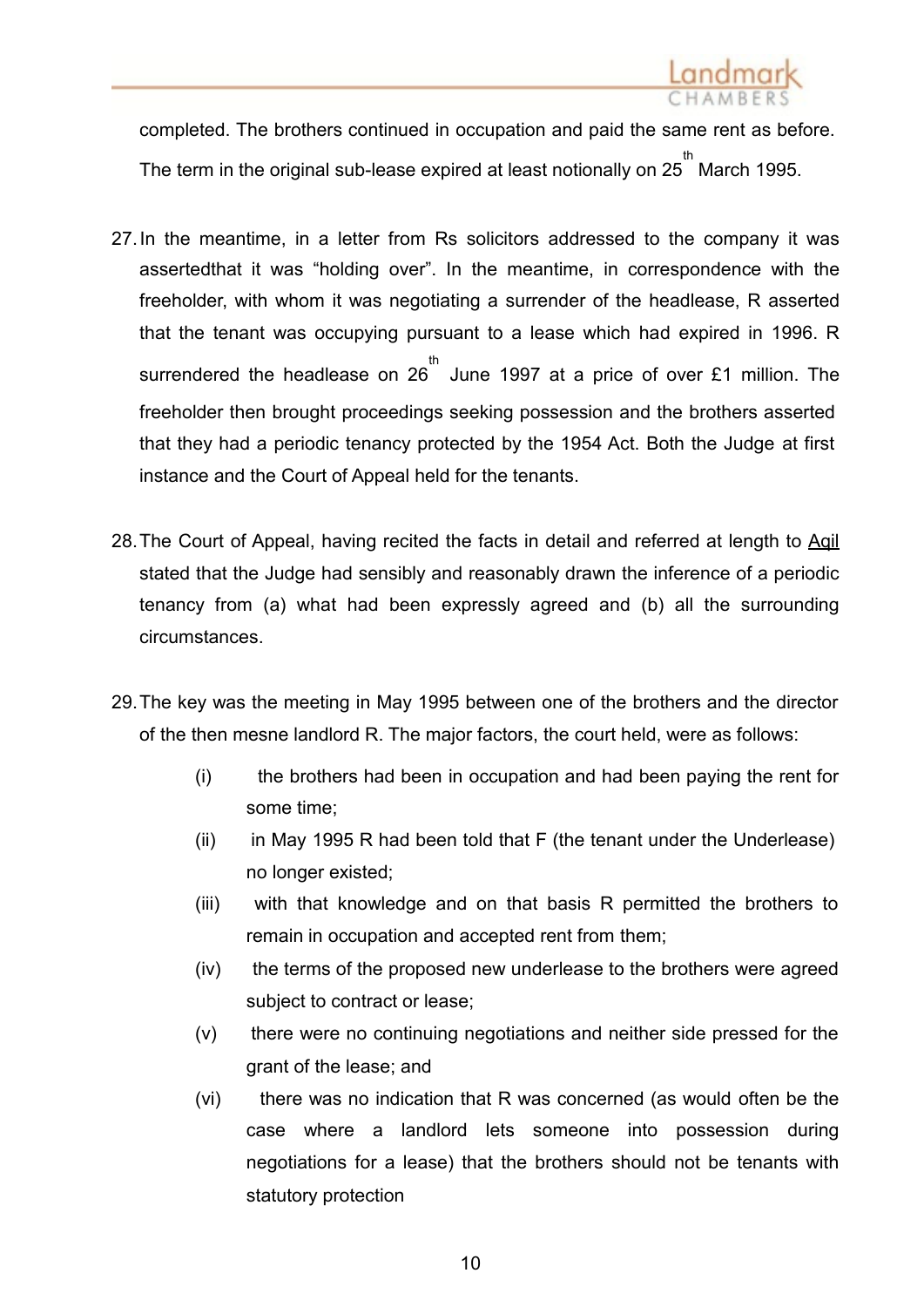completed. The brothers continued in occupation and paid the same rent as before. The term in the original sub-lease expired at least notionally on 25th March 1995.

27. In the meantime, in a letter from Rs solicitors addressed to the company it was assertedthat it was "holding over". In the meantime, in correspondence with the freeholder, with whom it was negotiating a surrender of the headlease, R asserted that the tenant was occupying pursuant to a lease which had expired in 1996. R surrendered the headlease on 26th June 1997 at a price of over £1 million. The freeholder then brought proceedings seeking possession and the brothers asserted that they had a periodic tenancy protected by the 1954 Act. Both the Judge at first instance and the Court of Appeal held for the tenants.

28. The Court of Appeal, having recited the facts in detail and referred at length to Aqil stated that the Judge had sensibly and reasonably drawn the inference of a periodic tenancy from (a) what had been expressly agreed and (b) all the surrounding circumstances.

29. The key was the meeting in May 1995 between one of the brothers and the director of the then mesne landlord R. The major factors, the court held, were as follows:

    (i) the brothers had been in occupation and had been paying the rent for some time;

    (ii) in May 1995 R had been told that F (the tenant under the Underlease) no longer existed;

    (iii) with that knowledge and on that basis R permitted the brothers to remain in occupation and accepted rent from them;

    (iv) the terms of the proposed new underlease to the brothers were agreed subject to contract or lease;

    (v) there were no continuing negotiations and neither side pressed for the grant of the lease; and

    (vi) there was no indication that R was concerned (as would often be the case where a landlord lets someone into possession during negotiations for a lease) that the brothers should not be tenants with statutory protection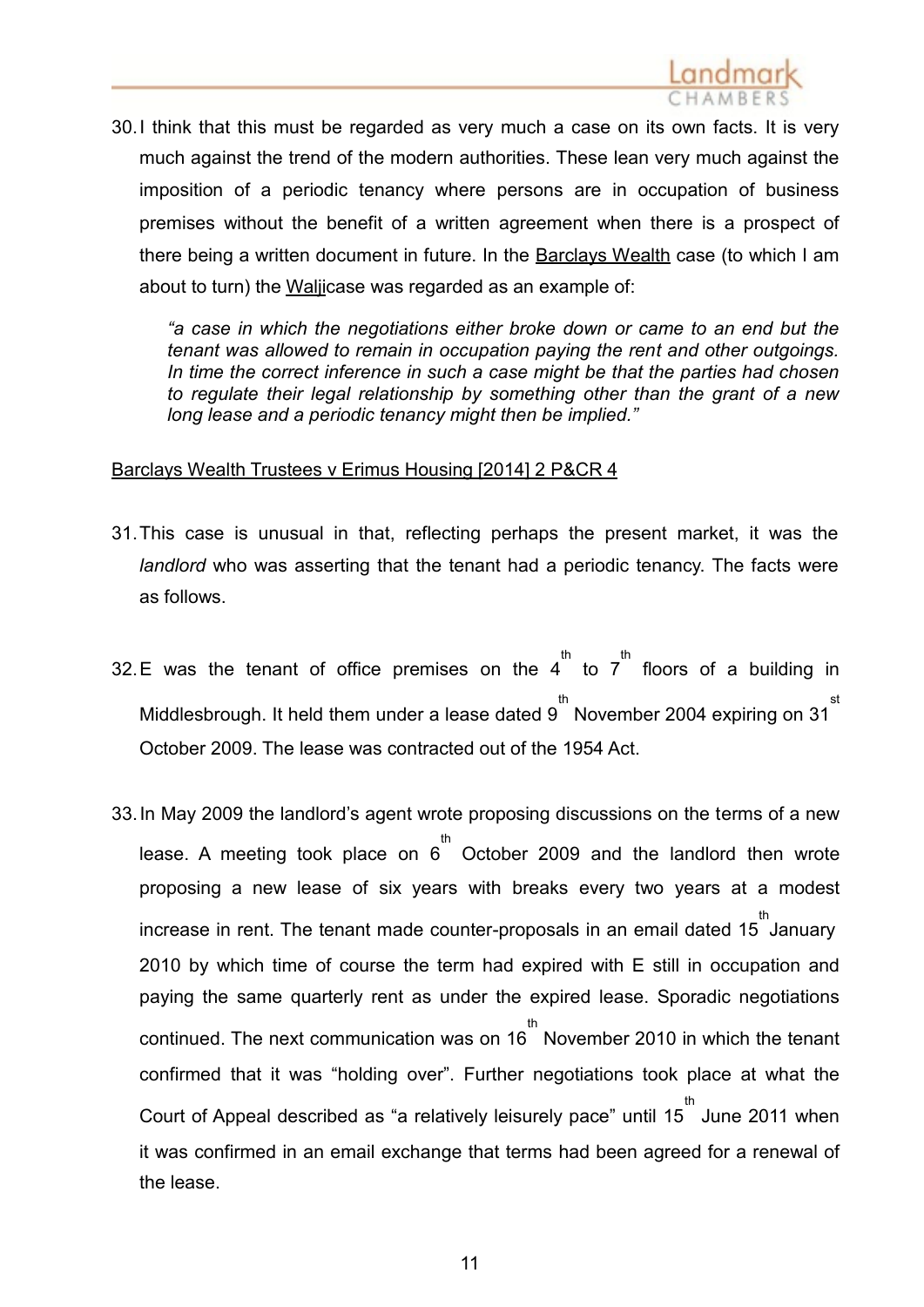30. I think that this must be regarded as very much a case on its own facts. It is very much against the trend of the modern authorities. These lean very much against the imposition of a periodic tenancy where persons are in occupation of business premises without the benefit of a written agreement when there is a prospect of there being a written document in future. In the Barclays Wealth case (to which I am about to turn) the Walji case was regarded as an example of:

> *"a case in which the negotiations either broke down or came to an end but the tenant was allowed to remain in occupation paying the rent and other outgoings. In time the correct inference in such a case might be that the parties had chosen to regulate their legal relationship by something other than the grant of a new long lease and a periodic tenancy might then be implied."*

Barclays Wealth Trustees v Erimus Housing [2014] 2 P&CR 4

31. This case is unusual in that, reflecting perhaps the present market, it was the *landlord* who was asserting that the tenant had a periodic tenancy. The facts were as follows.

32. E was the tenant of office premises on the 4th to 7th floors of a building in Middlesbrough. It held them under a lease dated 9th November 2004 expiring on 31st October 2009. The lease was contracted out of the 1954 Act.

33. In May 2009 the landlord's agent wrote proposing discussions on the terms of a new lease. A meeting took place on 6th October 2009 and the landlord then wrote proposing a new lease of six years with breaks every two years at a modest increase in rent. The tenant made counter-proposals in an email dated 15th January 2010 by which time of course the term had expired with E still in occupation and paying the same quarterly rent as under the expired lease. Sporadic negotiations continued. The next communication was on 16th November 2010 in which the tenant confirmed that it was "holding over". Further negotiations took place at what the Court of Appeal described as "a relatively leisurely pace" until 15th June 2011 when it was confirmed in an email exchange that terms had been agreed for a renewal of the lease.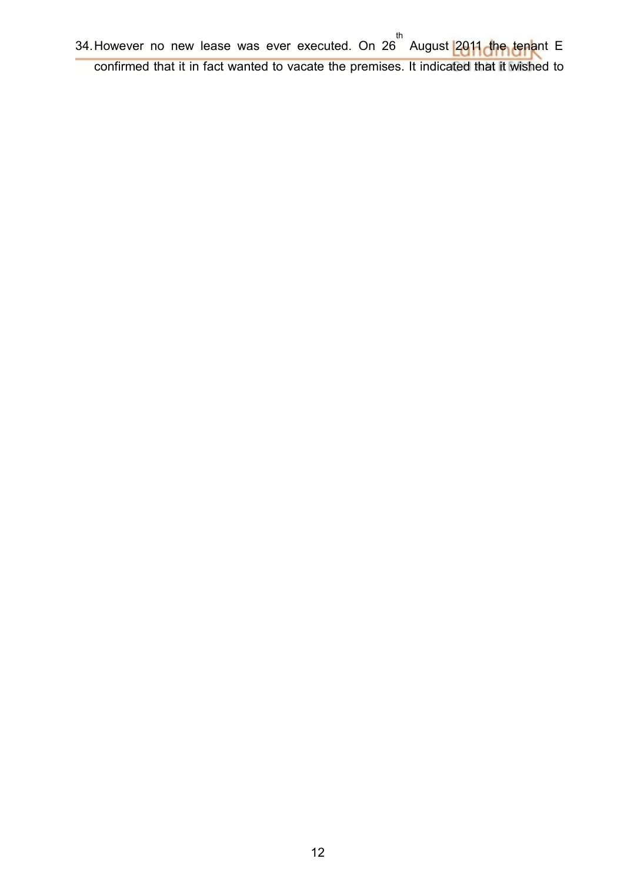34. However no new lease was ever executed. On 26th August 2011 the tenant E confirmed that it in fact wanted to vacate the premises. It indicated that it wished to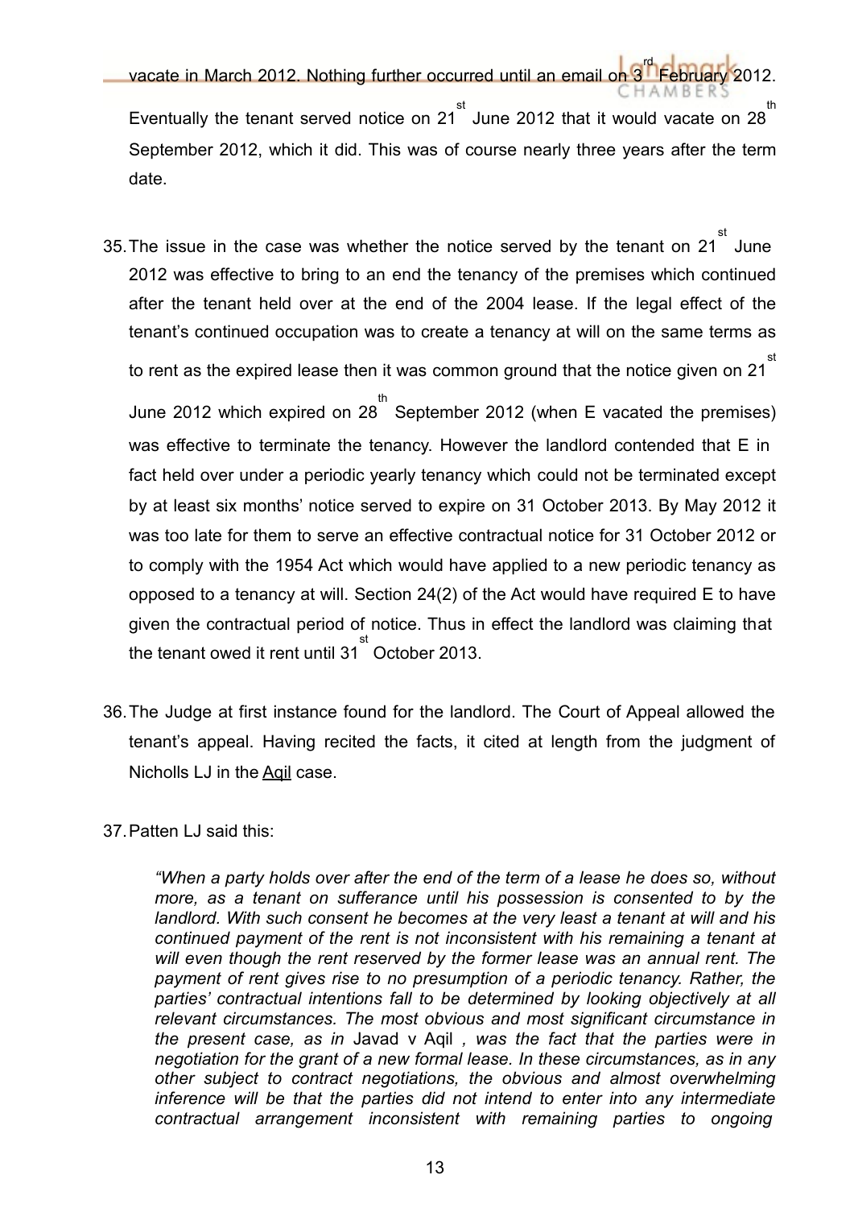vacate in March 2012. Nothing further occurred until an email on 3rd February 2012. Eventually the tenant served notice on 21st June 2012 that it would vacate on 28th September 2012, which it did. This was of course nearly three years after the term date.

35. The issue in the case was whether the notice served by the tenant on 21st June 2012 was effective to bring to an end the tenancy of the premises which continued after the tenant held over at the end of the 2004 lease. If the legal effect of the tenant's continued occupation was to create a tenancy at will on the same terms as to rent as the expired lease then it was common ground that the notice given on 21st June 2012 which expired on 28th September 2012 (when E vacated the premises) was effective to terminate the tenancy. However the landlord contended that E in fact held over under a periodic yearly tenancy which could not be terminated except by at least six months' notice served to expire on 31 October 2013. By May 2012 it was too late for them to serve an effective contractual notice for 31 October 2012 or to comply with the 1954 Act which would have applied to a new periodic tenancy as opposed to a tenancy at will. Section 24(2) of the Act would have required E to have given the contractual period of notice. Thus in effect the landlord was claiming that the tenant owed it rent until 31st October 2013.

36. The Judge at first instance found for the landlord. The Court of Appeal allowed the tenant's appeal. Having recited the facts, it cited at length from the judgment of Nicholls LJ in the Aqil case.

37. Patten LJ said this:

> *"When a party holds over after the end of the term of a lease he does so, without more, as a tenant on sufferance until his possession is consented to by the landlord. With such consent he becomes at the very least a tenant at will and his continued payment of the rent is not inconsistent with his remaining a tenant at will even though the rent reserved by the former lease was an annual rent. The payment of rent gives rise to no presumption of a periodic tenancy. Rather, the parties' contractual intentions fall to be determined by looking objectively at all relevant circumstances. The most obvious and most significant circumstance in the present case, as in* Javad v Aqil *, was the fact that the parties were in negotiation for the grant of a new formal lease. In these circumstances, as in any other subject to contract negotiations, the obvious and almost overwhelming inference will be that the parties did not intend to enter into any intermediate contractual arrangement inconsistent with remaining parties to ongoing*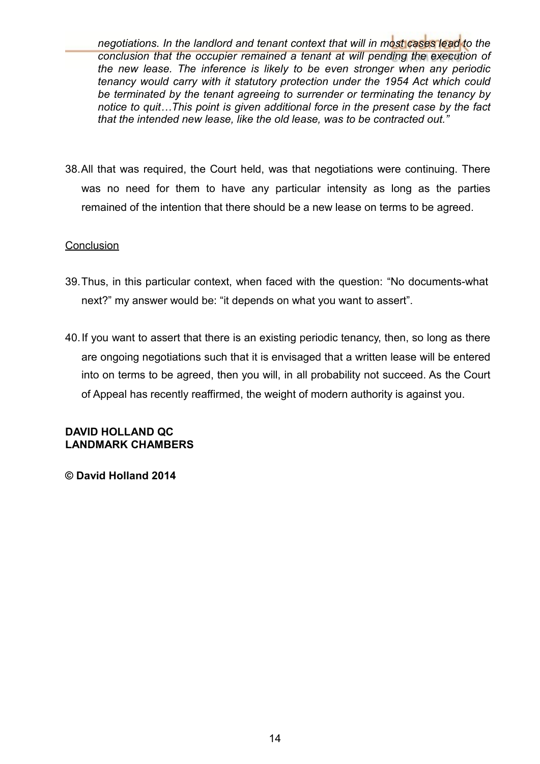*negotiations. In the landlord and tenant context that will in most cases lead to the conclusion that the occupier remained a tenant at will pending the execution of the new lease. The inference is likely to be even stronger when any periodic tenancy would carry with it statutory protection under the 1954 Act which could be terminated by the tenant agreeing to surrender or terminating the tenancy by notice to quit…This point is given additional force in the present case by the fact that the intended new lease, like the old lease, was to be contracted out."*

38. All that was required, the Court held, was that negotiations were continuing. There was no need for them to have any particular intensity as long as the parties remained of the intention that there should be a new lease on terms to be agreed.

Conclusion

39. Thus, in this particular context, when faced with the question: "No documents-what next?" my answer would be: "it depends on what you want to assert".

40. If you want to assert that there is an existing periodic tenancy, then, so long as there are ongoing negotiations such that it is envisaged that a written lease will be entered into on terms to be agreed, then you will, in all probability not succeed. As the Court of Appeal has recently reaffirmed, the weight of modern authority is against you.

**DAVID HOLLAND QC**
**LANDMARK CHAMBERS**

**© David Holland 2014**